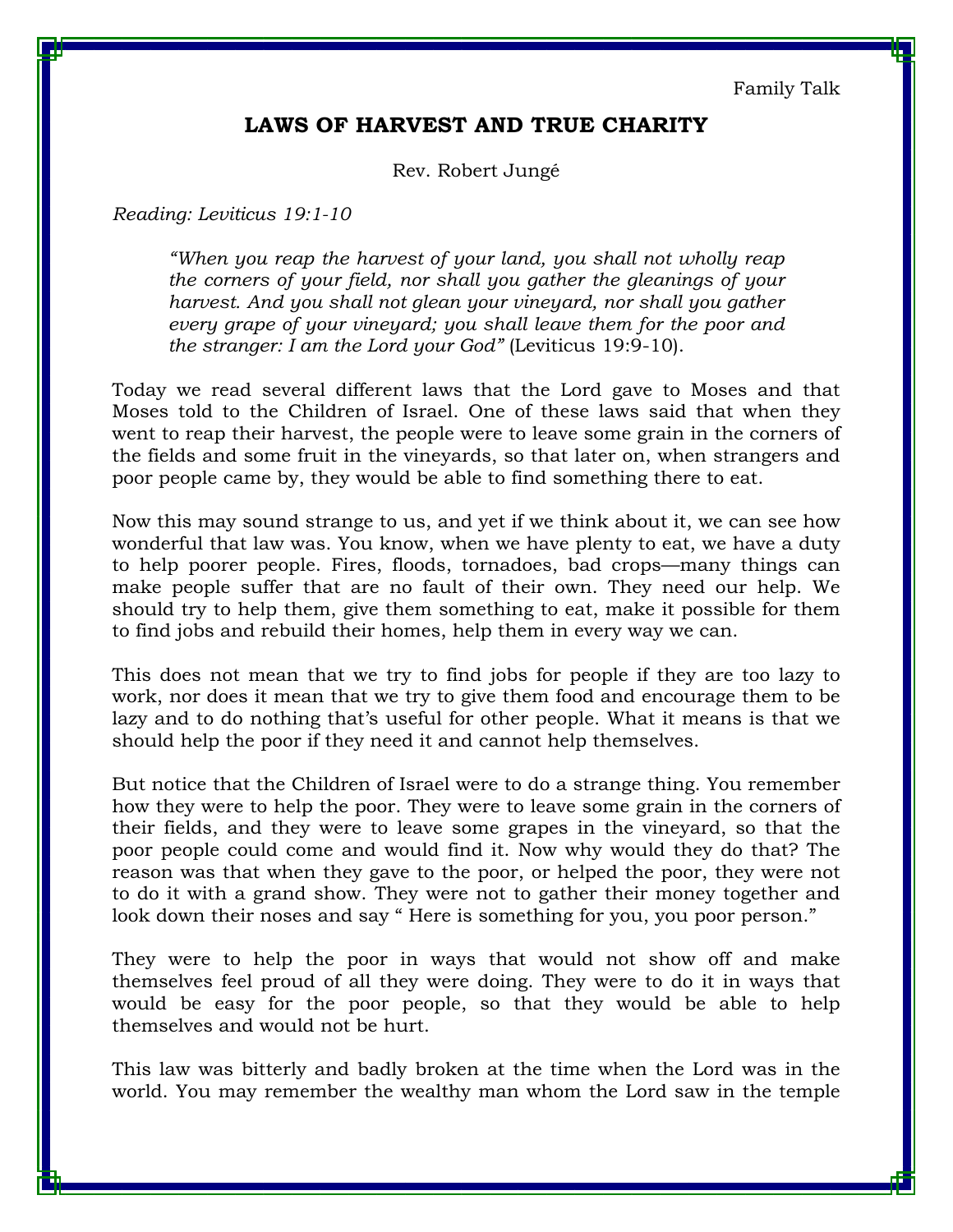Family Talk

# LAWS OF HARVEST AND TRUE CHARITY

Rev. Robert Jungé

*Reading: Leviticus 19:1-10*

> *"When you reap the harvest of your land, you shall not wholly reap the corners of your field, nor shall you gather the gleanings of your harvest. And you shall not glean your vineyard, nor shall you gather every grape of your vineyard; you shall leave them for the poor and the stranger: I am the Lord your God"* (Leviticus 19:9-10).

Today we read several different laws that the Lord gave to Moses and that Moses told to the Children of Israel. One of these laws said that when they went to reap their harvest, the people were to leave some grain in the corners of the fields and some fruit in the vineyards, so that later on, when strangers and poor people came by, they would be able to find something there to eat.

Now this may sound strange to us, and yet if we think about it, we can see how wonderful that law was. You know, when we have plenty to eat, we have a duty to help poorer people. Fires, floods, tornadoes, bad crops—many things can make people suffer that are no fault of their own. They need our help. We should try to help them, give them something to eat, make it possible for them to find jobs and rebuild their homes, help them in every way we can.

This does not mean that we try to find jobs for people if they are too lazy to work, nor does it mean that we try to give them food and encourage them to be lazy and to do nothing that's useful for other people. What it means is that we should help the poor if they need it and cannot help themselves.

But notice that the Children of Israel were to do a strange thing. You remember how they were to help the poor. They were to leave some grain in the corners of their fields, and they were to leave some grapes in the vineyard, so that the poor people could come and would find it. Now why would they do that? The reason was that when they gave to the poor, or helped the poor, they were not to do it with a grand show. They were not to gather their money together and look down their noses and say " Here is something for you, you poor person."

They were to help the poor in ways that would not show off and make themselves feel proud of all they were doing. They were to do it in ways that would be easy for the poor people, so that they would be able to help themselves and would not be hurt.

This law was bitterly and badly broken at the time when the Lord was in the world. You may remember the wealthy man whom the Lord saw in the temple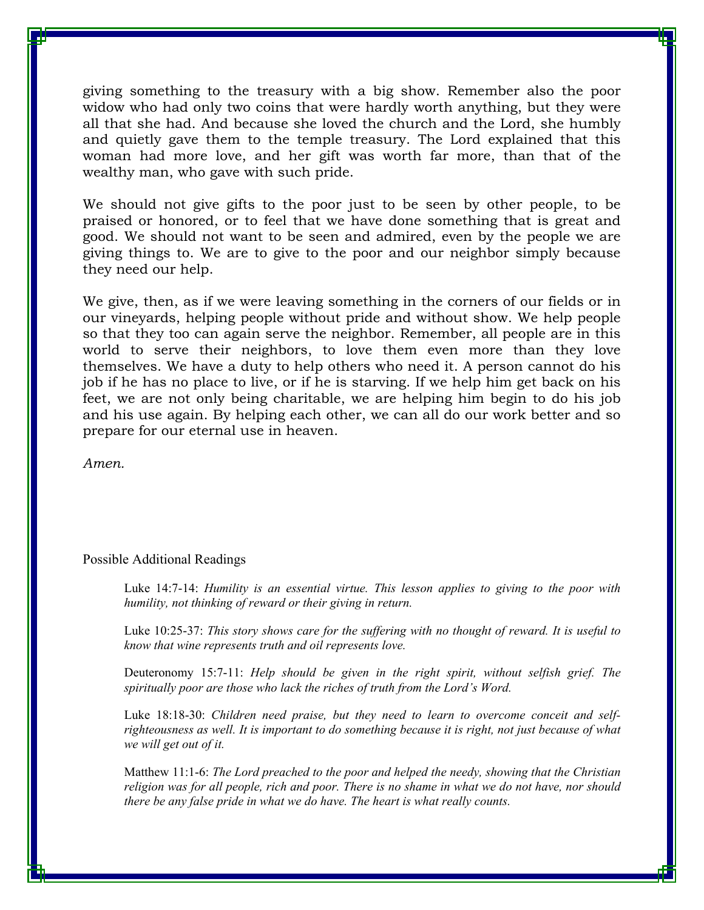giving something to the treasury with a big show. Remember also the poor widow who had only two coins that were hardly worth anything, but they were all that she had. And because she loved the church and the Lord, she humbly and quietly gave them to the temple treasury. The Lord explained that this woman had more love, and her gift was worth far more, than that of the wealthy man, who gave with such pride.

We should not give gifts to the poor just to be seen by other people, to be praised or honored, or to feel that we have done something that is great and good. We should not want to be seen and admired, even by the people we are giving things to. We are to give to the poor and our neighbor simply because they need our help.

We give, then, as if we were leaving something in the corners of our fields or in our vineyards, helping people without pride and without show. We help people so that they too can again serve the neighbor. Remember, all people are in this world to serve their neighbors, to love them even more than they love themselves. We have a duty to help others who need it. A person cannot do his job if he has no place to live, or if he is starving. If we help him get back on his feet, we are not only being charitable, we are helping him begin to do his job and his use again. By helping each other, we can all do our work better and so prepare for our eternal use in heaven.

*Amen.*

Possible Additional Readings

Luke 14:7-14: *Humility is an essential virtue. This lesson applies to giving to the poor with humility, not thinking of reward or their giving in return.*

Luke 10:25-37: *This story shows care for the suffering with no thought of reward. It is useful to know that wine represents truth and oil represents love.*

Deuteronomy 15:7-11: *Help should be given in the right spirit, without selfish grief. The spiritually poor are those who lack the riches of truth from the Lord's Word.*

Luke 18:18-30: *Children need praise, but they need to learn to overcome conceit and self-righteousness as well. It is important to do something because it is right, not just because of what we will get out of it.*

Matthew 11:1-6: *The Lord preached to the poor and helped the needy, showing that the Christian religion was for all people, rich and poor. There is no shame in what we do not have, nor should there be any false pride in what we do have. The heart is what really counts.*